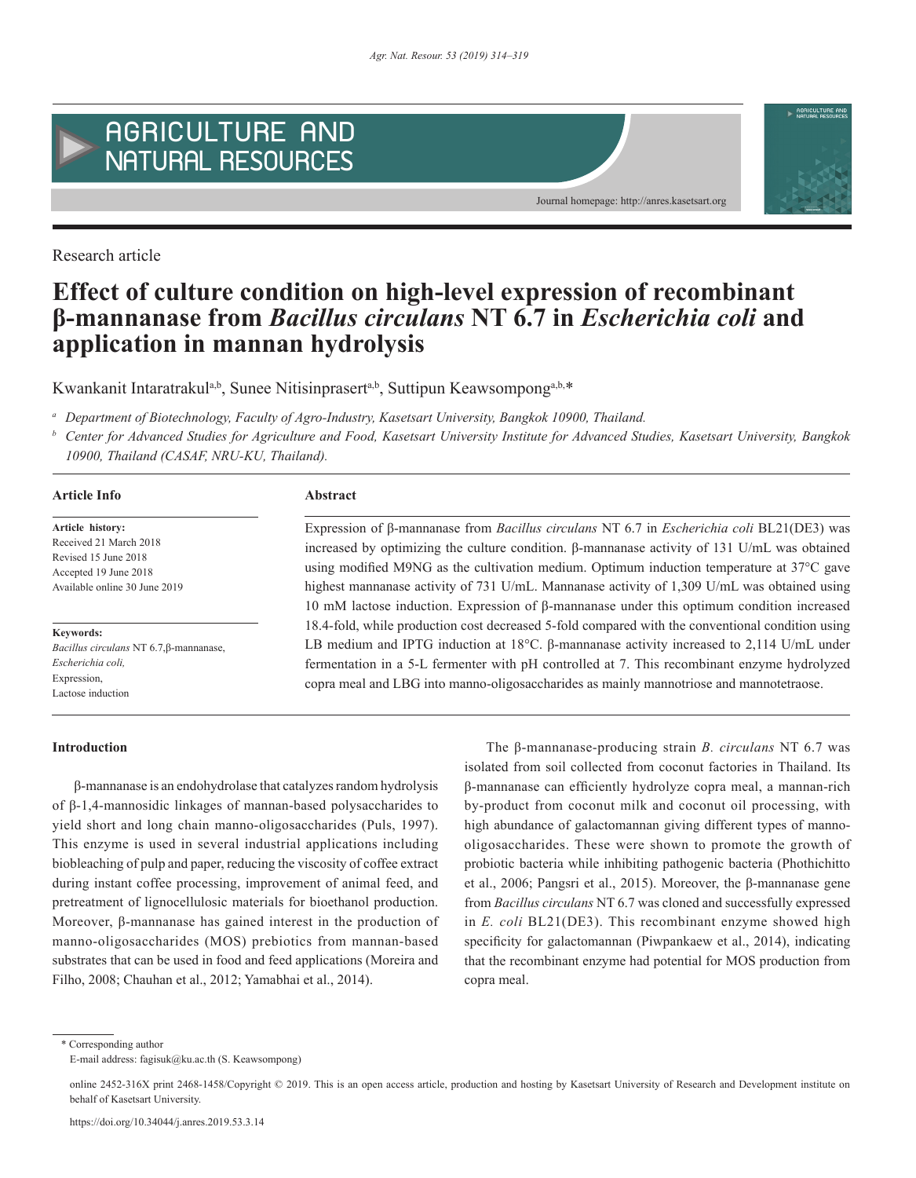Research article

# Effect of culture condition on high-level expression of recombinant β-mannanase from *Bacillus circulans* NT 6.7 in *Escherichia coli* and application in mannan hydrolysis

Kwankanit Intaratrakul[a,b], Sunee Nitisinprasert[a,b], Suttipun Keawsompong[a,b,*]

[a] Department of Biotechnology, Faculty of Agro-Industry, Kasetsart University, Bangkok 10900, Thailand.

[b] Center for Advanced Studies for Agriculture and Food, Kasetsart University Institute for Advanced Studies, Kasetsart University, Bangkok 10900, Thailand (CASAF, NRU-KU, Thailand).

**Article Info**

**Article history:**
Received 21 March 2018
Revised 15 June 2018
Accepted 19 June 2018
Available online 30 June 2019

**Keywords:**
*Bacillus circulans* NT 6.7, β-mannanase,
*Escherichia coli,*
Expression,
Lactose induction

**Abstract**

Expression of β-mannanase from *Bacillus circulans* NT 6.7 in *Escherichia coli* BL21(DE3) was increased by optimizing the culture condition. β-mannanase activity of 131 U/mL was obtained using modified M9NG as the cultivation medium. Optimum induction temperature at 37°C gave highest mannanase activity of 731 U/mL. Mannanase activity of 1,309 U/mL was obtained using 10 mM lactose induction. Expression of β-mannanase under this optimum condition increased 18.4-fold, while production cost decreased 5-fold compared with the conventional condition using LB medium and IPTG induction at 18°C. β-mannanase activity increased to 2,114 U/mL under fermentation in a 5-L fermenter with pH controlled at 7. This recombinant enzyme hydrolyzed copra meal and LBG into manno-oligosaccharides as mainly mannotriose and mannotetraose.

## Introduction

β-mannanase is an endohydrolase that catalyzes random hydrolysis of β-1,4-mannosidic linkages of mannan-based polysaccharides to yield short and long chain manno-oligosaccharides (Puls, 1997). This enzyme is used in several industrial applications including biobleaching of pulp and paper, reducing the viscosity of coffee extract during instant coffee processing, improvement of animal feed, and pretreatment of lignocellulosic materials for bioethanol production. Moreover, β-mannanase has gained interest in the production of manno-oligosaccharides (MOS) prebiotics from mannan-based substrates that can be used in food and feed applications (Moreira and Filho, 2008; Chauhan et al., 2012; Yamabhai et al., 2014).

The β-mannanase-producing strain *B. circulans* NT 6.7 was isolated from soil collected from coconut factories in Thailand. Its β-mannanase can efficiently hydrolyze copra meal, a mannan-rich by-product from coconut milk and coconut oil processing, with high abundance of galactomannan giving different types of manno-oligosaccharides. These were shown to promote the growth of probiotic bacteria while inhibiting pathogenic bacteria (Phothichitto et al., 2006; Pangsri et al., 2015). Moreover, the β-mannanase gene from *Bacillus circulans* NT 6.7 was cloned and successfully expressed in *E. coli* BL21(DE3). This recombinant enzyme showed high specificity for galactomannan (Piwpankaew et al., 2014), indicating that the recombinant enzyme had potential for MOS production from copra meal.

\* Corresponding author
E-mail address: fagisuk@ku.ac.th (S. Keawsompong)

online 2452-316X print 2468-1458/Copyright © 2019. This is an open access article, production and hosting by Kasetsart University of Research and Development institute on behalf of Kasetsart University.

https://doi.org/10.34044/j.anres.2019.53.3.14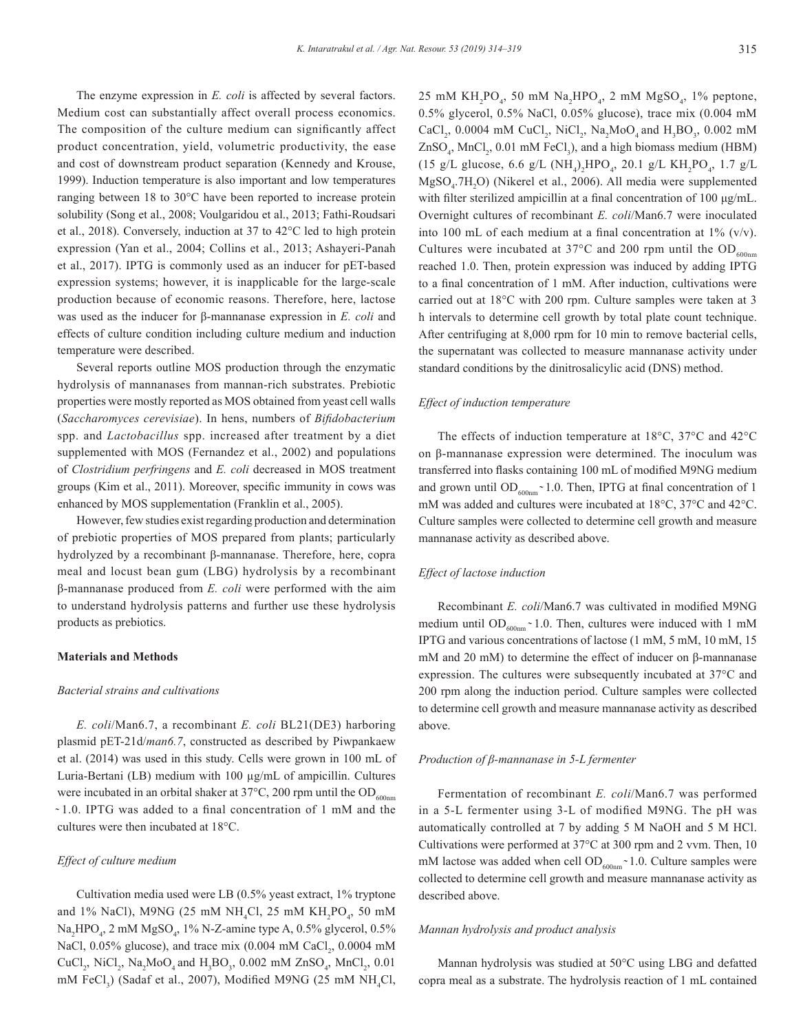The enzyme expression in *E. coli* is affected by several factors. Medium cost can substantially affect overall process economics. The composition of the culture medium can significantly affect product concentration, yield, volumetric productivity, the ease and cost of downstream product separation (Kennedy and Krouse, 1999). Induction temperature is also important and low temperatures ranging between 18 to 30°C have been reported to increase protein solubility (Song et al., 2008; Voulgaridou et al., 2013; Fathi-Roudsari et al., 2018). Conversely, induction at 37 to 42°C led to high protein expression (Yan et al., 2004; Collins et al., 2013; Ashayeri-Panah et al., 2017). IPTG is commonly used as an inducer for pET-based expression systems; however, it is inapplicable for the large-scale production because of economic reasons. Therefore, here, lactose was used as the inducer for β-mannanase expression in *E. coli* and effects of culture condition including culture medium and induction temperature were described.

Several reports outline MOS production through the enzymatic hydrolysis of mannanases from mannan-rich substrates. Prebiotic properties were mostly reported as MOS obtained from yeast cell walls (*Saccharomyces cerevisiae*). In hens, numbers of *Bifidobacterium* spp. and *Lactobacillus* spp. increased after treatment by a diet supplemented with MOS (Fernandez et al., 2002) and populations of *Clostridium perfringens* and *E. coli* decreased in MOS treatment groups (Kim et al., 2011). Moreover, specific immunity in cows was enhanced by MOS supplementation (Franklin et al., 2005).

However, few studies exist regarding production and determination of prebiotic properties of MOS prepared from plants; particularly hydrolyzed by a recombinant β-mannanase. Therefore, here, copra meal and locust bean gum (LBG) hydrolysis by a recombinant β-mannanase produced from *E. coli* were performed with the aim to understand hydrolysis patterns and further use these hydrolysis products as prebiotics.

## Materials and Methods

### *Bacterial strains and cultivations*

*E. coli*/Man6.7, a recombinant *E. coli* BL21(DE3) harboring plasmid pET-21d/*man6.7*, constructed as described by Piwpankaew et al. (2014) was used in this study. Cells were grown in 100 mL of Luria-Bertani (LB) medium with 100 μg/mL of ampicillin. Cultures were incubated in an orbital shaker at 37°C, 200 rpm until the $OD_{600nm}$ ~1.0. IPTG was added to a final concentration of 1 mM and the cultures were then incubated at 18°C.

### *Effect of culture medium*

Cultivation media used were LB (0.5% yeast extract, 1% tryptone and 1% NaCl), M9NG (25 mM $NH_4Cl$, 25 mM $KH_2PO_4$, 50 mM $Na_2HPO_4$, 2 mM $MgSO_4$, 1% N-Z-amine type A, 0.5% glycerol, 0.5% NaCl, 0.05% glucose), and trace mix (0.004 mM $CaCl_2$, 0.0004 mM $CuCl_2$, $NiCl_2$, $Na_2MoO_4$ and $H_3BO_3$, 0.002 mM $ZnSO_4$, $MnCl_2$, 0.01 mM $FeCl_3$) (Sadaf et al., 2007), Modified M9NG (25 mM $NH_4Cl$, 25 mM $KH_2PO_4$, 50 mM $Na_2HPO_4$, 2 mM $MgSO_4$, 1% peptone, 0.5% glycerol, 0.5% NaCl, 0.05% glucose), trace mix (0.004 mM $CaCl_2$, 0.0004 mM $CuCl_2$, $NiCl_2$, $Na_2MoO_4$ and $H_3BO_3$, 0.002 mM $ZnSO_4$, $MnCl_2$, 0.01 mM $FeCl_3$), and a high biomass medium (HBM) (15 g/L glucose, 6.6 g/L $(NH_4)_2HPO_4$, 20.1 g/L $KH_2PO_4$, 1.7 g/L $MgSO_4.7H_2O$) (Nikerel et al., 2006). All media were supplemented with filter sterilized ampicillin at a final concentration of 100 μg/mL. Overnight cultures of recombinant *E. coli*/Man6.7 were inoculated into 100 mL of each medium at a final concentration at 1% (v/v). Cultures were incubated at 37°C and 200 rpm until the $OD_{600nm}$ reached 1.0. Then, protein expression was induced by adding IPTG to a final concentration of 1 mM. After induction, cultivations were carried out at 18°C with 200 rpm. Culture samples were taken at 3 h intervals to determine cell growth by total plate count technique. After centrifuging at 8,000 rpm for 10 min to remove bacterial cells, the supernatant was collected to measure mannanase activity under standard conditions by the dinitrosalicylic acid (DNS) method.

### *Effect of induction temperature*

The effects of induction temperature at 18°C, 37°C and 42°C on β-mannanase expression were determined. The inoculum was transferred into flasks containing 100 mL of modified M9NG medium and grown until $OD_{600nm}$ ~1.0. Then, IPTG at final concentration of 1 mM was added and cultures were incubated at 18°C, 37°C and 42°C. Culture samples were collected to determine cell growth and measure mannanase activity as described above.

### *Effect of lactose induction*

Recombinant *E. coli*/Man6.7 was cultivated in modified M9NG medium until $OD_{600nm}$ ~1.0. Then, cultures were induced with 1 mM IPTG and various concentrations of lactose (1 mM, 5 mM, 10 mM, 15 mM and 20 mM) to determine the effect of inducer on β-mannanase expression. The cultures were subsequently incubated at 37°C and 200 rpm along the induction period. Culture samples were collected to determine cell growth and measure mannanase activity as described above.

### *Production of β-mannanase in 5-L fermenter*

Fermentation of recombinant *E. coli*/Man6.7 was performed in a 5-L fermenter using 3-L of modified M9NG. The pH was automatically controlled at 7 by adding 5 M NaOH and 5 M HCl. Cultivations were performed at 37°C at 300 rpm and 2 vvm. Then, 10 mM lactose was added when cell $OD_{600nm}$ ~1.0. Culture samples were collected to determine cell growth and measure mannanase activity as described above.

### *Mannan hydrolysis and product analysis*

Mannan hydrolysis was studied at 50°C using LBG and defatted copra meal as a substrate. The hydrolysis reaction of 1 mL contained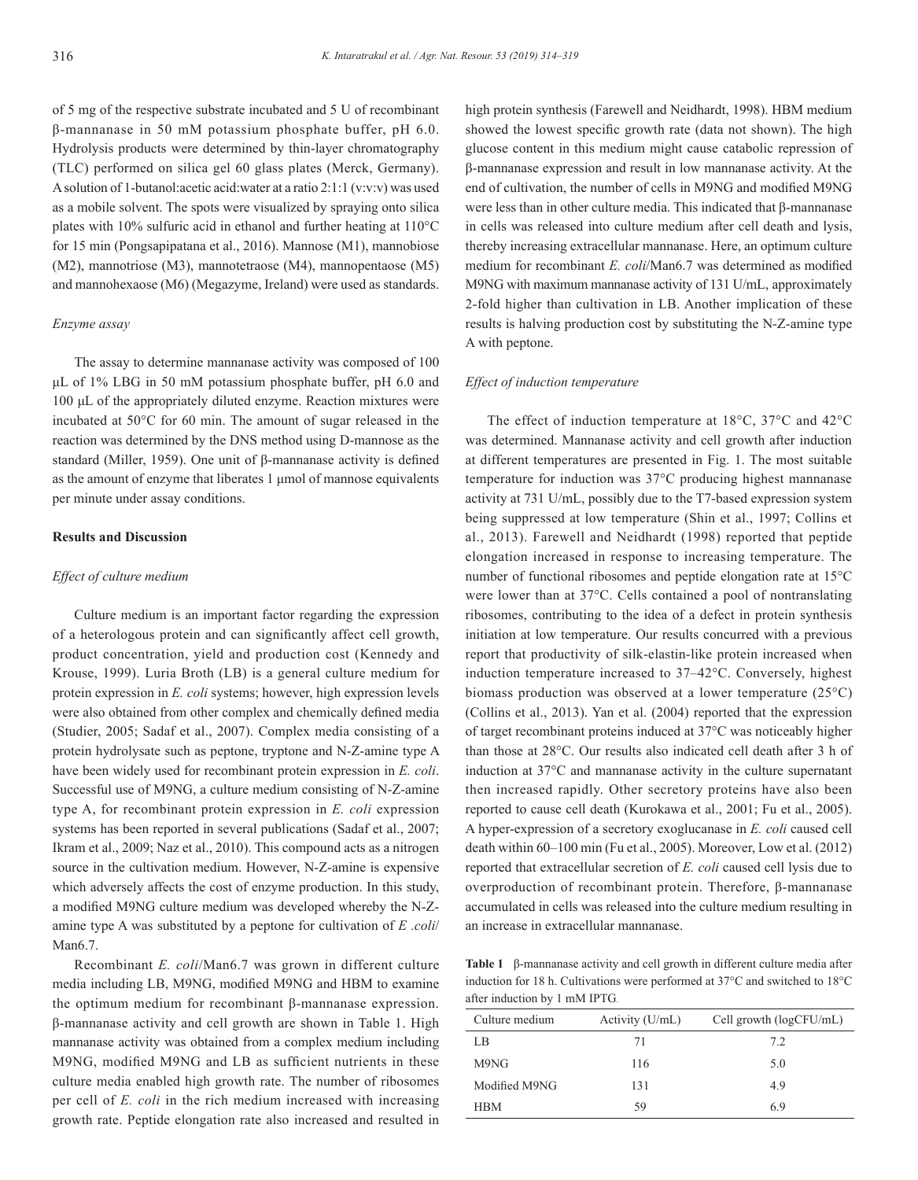of 5 mg of the respective substrate incubated and 5 U of recombinant β-mannanase in 50 mM potassium phosphate buffer, pH 6.0. Hydrolysis products were determined by thin-layer chromatography (TLC) performed on silica gel 60 glass plates (Merck, Germany). A solution of 1-butanol:acetic acid:water at a ratio 2:1:1 (v:v:v) was used as a mobile solvent. The spots were visualized by spraying onto silica plates with 10% sulfuric acid in ethanol and further heating at 110°C for 15 min (Pongsapipatana et al., 2016). Mannose (M1), mannobiose (M2), mannotriose (M3), mannotetraose (M4), mannopentaose (M5) and mannohexaose (M6) (Megazyme, Ireland) were used as standards.

*Enzyme assay*

The assay to determine mannanase activity was composed of 100 μL of 1% LBG in 50 mM potassium phosphate buffer, pH 6.0 and 100 μL of the appropriately diluted enzyme. Reaction mixtures were incubated at 50°C for 60 min. The amount of sugar released in the reaction was determined by the DNS method using D-mannose as the standard (Miller, 1959). One unit of β-mannanase activity is defined as the amount of enzyme that liberates 1 μmol of mannose equivalents per minute under assay conditions.

## Results and Discussion

*Effect of culture medium*

Culture medium is an important factor regarding the expression of a heterologous protein and can significantly affect cell growth, product concentration, yield and production cost (Kennedy and Krouse, 1999). Luria Broth (LB) is a general culture medium for protein expression in *E. coli* systems; however, high expression levels were also obtained from other complex and chemically defined media (Studier, 2005; Sadaf et al., 2007). Complex media consisting of a protein hydrolysate such as peptone, tryptone and N-Z-amine type A have been widely used for recombinant protein expression in *E. coli*. Successful use of M9NG, a culture medium consisting of N-Z-amine type A, for recombinant protein expression in *E. coli* expression systems has been reported in several publications (Sadaf et al., 2007; Ikram et al., 2009; Naz et al., 2010). This compound acts as a nitrogen source in the cultivation medium. However, N-Z-amine is expensive which adversely affects the cost of enzyme production. In this study, a modified M9NG culture medium was developed whereby the N-Z-amine type A was substituted by a peptone for cultivation of *E .coli*/Man6.7.

Recombinant *E. coli*/Man6.7 was grown in different culture media including LB, M9NG, modified M9NG and HBM to examine the optimum medium for recombinant β-mannanase expression. β-mannanase activity and cell growth are shown in Table 1. High mannanase activity was obtained from a complex medium including M9NG, modified M9NG and LB as sufficient nutrients in these culture media enabled high growth rate. The number of ribosomes per cell of *E. coli* in the rich medium increased with increasing growth rate. Peptide elongation rate also increased and resulted in high protein synthesis (Farewell and Neidhardt, 1998). HBM medium showed the lowest specific growth rate (data not shown). The high glucose content in this medium might cause catabolic repression of β-mannanase expression and result in low mannanase activity. At the end of cultivation, the number of cells in M9NG and modified M9NG were less than in other culture media. This indicated that β-mannanase in cells was released into culture medium after cell death and lysis, thereby increasing extracellular mannanase. Here, an optimum culture medium for recombinant *E. coli*/Man6.7 was determined as modified M9NG with maximum mannanase activity of 131 U/mL, approximately 2-fold higher than cultivation in LB. Another implication of these results is halving production cost by substituting the N-Z-amine type A with peptone.

*Effect of induction temperature*

The effect of induction temperature at 18°C, 37°C and 42°C was determined. Mannanase activity and cell growth after induction at different temperatures are presented in Fig. 1. The most suitable temperature for induction was 37°C producing highest mannanase activity at 731 U/mL, possibly due to the T7-based expression system being suppressed at low temperature (Shin et al., 1997; Collins et al., 2013). Farewell and Neidhardt (1998) reported that peptide elongation increased in response to increasing temperature. The number of functional ribosomes and peptide elongation rate at 15°C were lower than at 37°C. Cells contained a pool of nontranslating ribosomes, contributing to the idea of a defect in protein synthesis initiation at low temperature. Our results concurred with a previous report that productivity of silk-elastin-like protein increased when induction temperature increased to 37–42°C. Conversely, highest biomass production was observed at a lower temperature (25°C) (Collins et al., 2013). Yan et al. (2004) reported that the expression of target recombinant proteins induced at 37°C was noticeably higher than those at 28°C. Our results also indicated cell death after 3 h of induction at 37°C and mannanase activity in the culture supernatant then increased rapidly. Other secretory proteins have also been reported to cause cell death (Kurokawa et al., 2001; Fu et al., 2005). A hyper-expression of a secretory exoglucanase in *E. coli* caused cell death within 60–100 min (Fu et al., 2005). Moreover, Low et al. (2012) reported that extracellular secretion of *E. coli* caused cell lysis due to overproduction of recombinant protein. Therefore, β-mannanase accumulated in cells was released into the culture medium resulting in an increase in extracellular mannanase.

**Table 1** β-mannanase activity and cell growth in different culture media after induction for 18 h. Cultivations were performed at 37°C and switched to 18°C after induction by 1 mM IPTG.

| Culture medium | Activity (U/mL) | Cell growth (logCFU/mL) |
|---|---|---|
| LB | 71 | 7.2 |
| M9NG | 116 | 5.0 |
| Modified M9NG | 131 | 4.9 |
| HBM | 59 | 6.9 |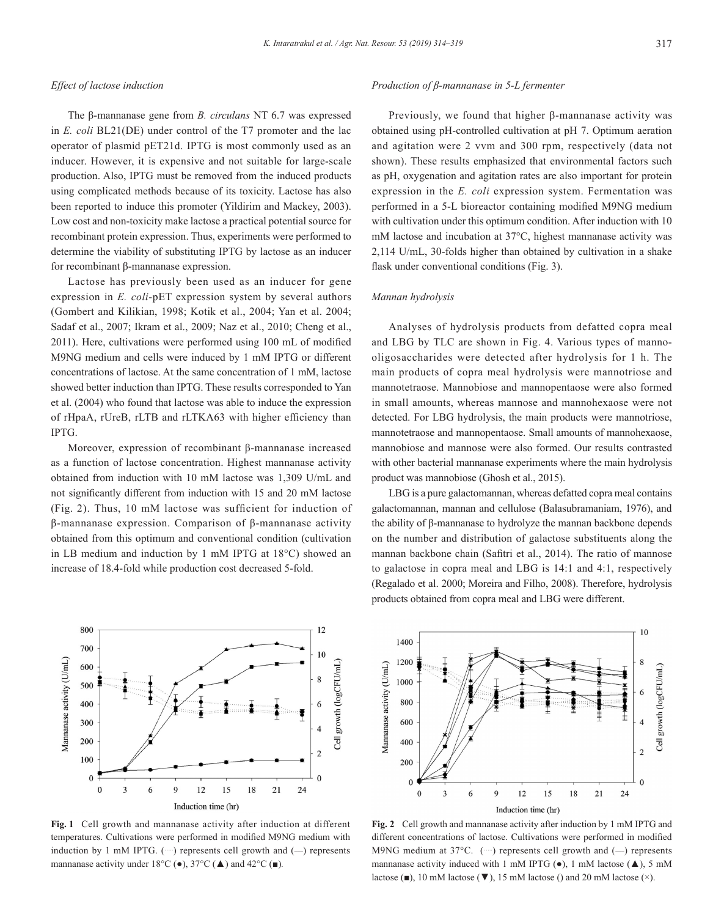### *Effect of lactose induction*

The β-mannanase gene from *B. circulans* NT 6.7 was expressed in *E. coli* BL21(DE) under control of the T7 promoter and the lac operator of plasmid pET21d. IPTG is most commonly used as an inducer. However, it is expensive and not suitable for large-scale production. Also, IPTG must be removed from the induced products using complicated methods because of its toxicity. Lactose has also been reported to induce this promoter (Yildirim and Mackey, 2003). Low cost and non-toxicity make lactose a practical potential source for recombinant protein expression. Thus, experiments were performed to determine the viability of substituting IPTG by lactose as an inducer for recombinant β-mannanase expression.

Lactose has previously been used as an inducer for gene expression in *E. coli*-pET expression system by several authors (Gombert and Kilikian, 1998; Kotik et al., 2004; Yan et al. 2004; Sadaf et al., 2007; Ikram et al., 2009; Naz et al., 2010; Cheng et al., 2011). Here, cultivations were performed using 100 mL of modified M9NG medium and cells were induced by 1 mM IPTG or different concentrations of lactose. At the same concentration of 1 mM, lactose showed better induction than IPTG. These results corresponded to Yan et al. (2004) who found that lactose was able to induce the expression of rHpaA, rUreB, rLTB and rLTKA63 with higher efficiency than IPTG.

Moreover, expression of recombinant β-mannanase increased as a function of lactose concentration. Highest mannanase activity obtained from induction with 10 mM lactose was 1,309 U/mL and not significantly different from induction with 15 and 20 mM lactose (Fig. 2). Thus, 10 mM lactose was sufficient for induction of β-mannanase expression. Comparison of β-mannanase activity obtained from this optimum and conventional condition (cultivation in LB medium and induction by 1 mM IPTG at 18°C) showed an increase of 18.4-fold while production cost decreased 5-fold.

### *Production of β-mannanase in 5-L fermenter*

Previously, we found that higher β-mannanase activity was obtained using pH-controlled cultivation at pH 7. Optimum aeration and agitation were 2 vvm and 300 rpm, respectively (data not shown). These results emphasized that environmental factors such as pH, oxygenation and agitation rates are also important for protein expression in the *E. coli* expression system. Fermentation was performed in a 5-L bioreactor containing modified M9NG medium with cultivation under this optimum condition. After induction with 10 mM lactose and incubation at 37°C, highest mannanase activity was 2,114 U/mL, 30-folds higher than obtained by cultivation in a shake flask under conventional conditions (Fig. 3).

### *Mannan hydrolysis*

Analyses of hydrolysis products from defatted copra meal and LBG by TLC are shown in Fig. 4. Various types of manno-oligosaccharides were detected after hydrolysis for 1 h. The main products of copra meal hydrolysis were mannotriose and mannotetraose. Mannobiose and mannopentaose were also formed in small amounts, whereas mannose and mannohexaose were not detected. For LBG hydrolysis, the main products were mannotriose, mannotetraose and mannopentaose. Small amounts of mannohexaose, mannobiose and mannose were also formed. Our results contrasted with other bacterial mannanase experiments where the main hydrolysis product was mannobiose (Ghosh et al., 2015).

LBG is a pure galactomannan, whereas defatted copra meal contains galactomannan, mannan and cellulose (Balasubramaniam, 1976), and the ability of β-mannanase to hydrolyze the mannan backbone depends on the number and distribution of galactose substituents along the mannan backbone chain (Safitri et al., 2014). The ratio of mannose to galactose in copra meal and LBG is 14:1 and 4:1, respectively (Regalado et al. 2000; Moreira and Filho, 2008). Therefore, hydrolysis products obtained from copra meal and LBG were different.

**Fig. 1** Cell growth and mannanase activity after induction at different temperatures. Cultivations were performed in modified M9NG medium with induction by 1 mM IPTG. (····) represents cell growth and (—) represents mannanase activity under 18°C (●), 37°C (▲) and 42°C (■).

**Fig. 2** Cell growth and mannanase activity after induction by 1 mM IPTG and different concentrations of lactose. Cultivations were performed in modified M9NG medium at 37°C. (····) represents cell growth and (—) represents mannanase activity induced with 1 mM IPTG (●), 1 mM lactose (▲), 5 mM lactose (■), 10 mM lactose (▼), 15 mM lactose () and 20 mM lactose (×).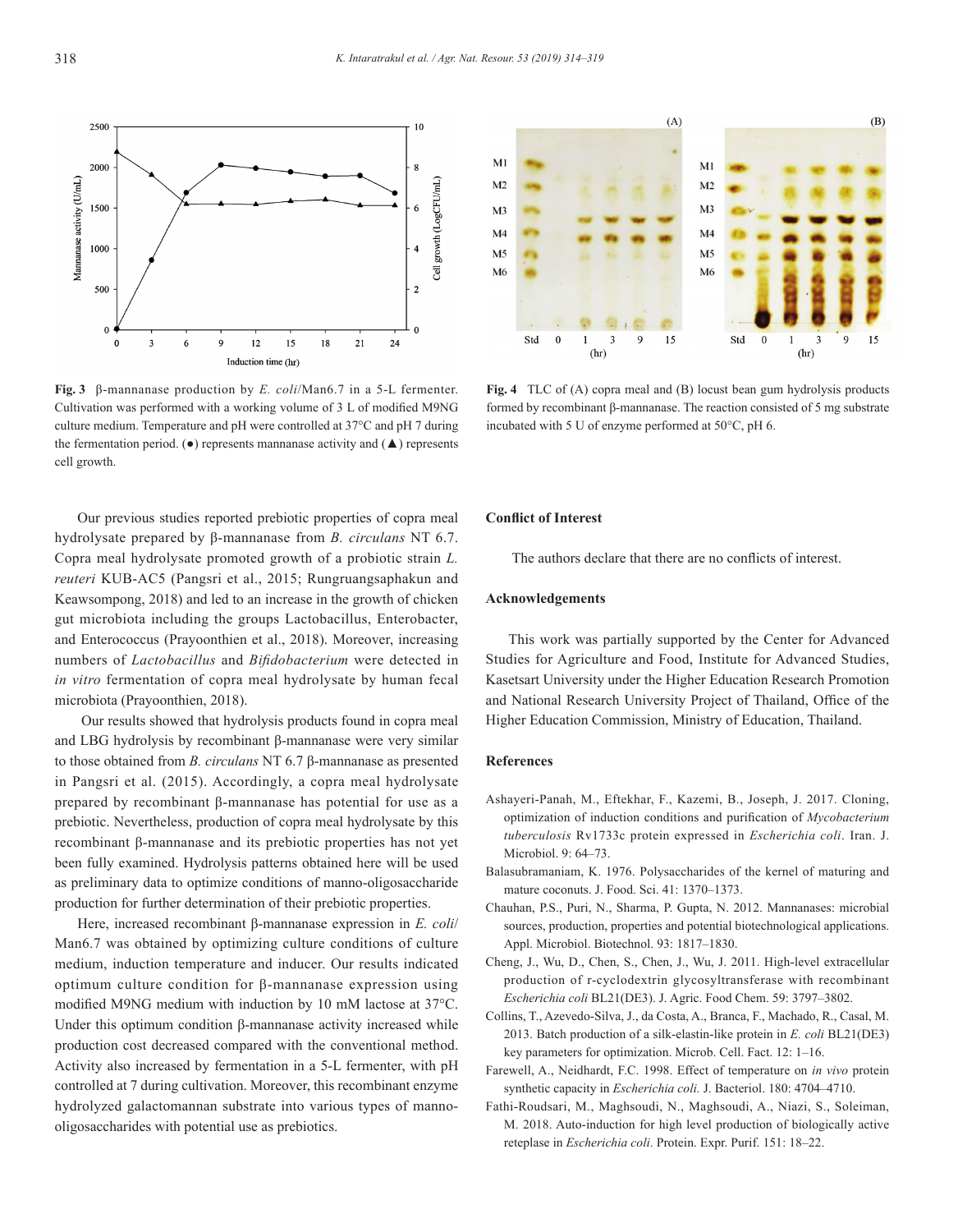Fig. 3 β-mannanase production by *E. coli*/Man6.7 in a 5-L fermenter. Cultivation was performed with a working volume of 3 L of modified M9NG culture medium. Temperature and pH were controlled at 37°C and pH 7 during the fermentation period. (●) represents mannanase activity and (▲) represents cell growth.

Fig. 4 TLC of (A) copra meal and (B) locust bean gum hydrolysis products formed by recombinant β-mannanase. The reaction consisted of 5 mg substrate incubated with 5 U of enzyme performed at 50°C, pH 6.

Our previous studies reported prebiotic properties of copra meal hydrolysate prepared by β-mannanase from *B. circulans* NT 6.7. Copra meal hydrolysate promoted growth of a probiotic strain *L. reuteri* KUB-AC5 (Pangsri et al., 2015; Rungruangsaphakun and Keawsompong, 2018) and led to an increase in the growth of chicken gut microbiota including the groups Lactobacillus, Enterobacter, and Enterococcus (Prayoonthien et al., 2018). Moreover, increasing numbers of *Lactobacillus* and *Bifidobacterium* were detected in *in vitro* fermentation of copra meal hydrolysate by human fecal microbiota (Prayoonthien, 2018).

Our results showed that hydrolysis products found in copra meal and LBG hydrolysis by recombinant β-mannanase were very similar to those obtained from *B. circulans* NT 6.7 β-mannanase as presented in Pangsri et al. (2015). Accordingly, a copra meal hydrolysate prepared by recombinant β-mannanase has potential for use as a prebiotic. Nevertheless, production of copra meal hydrolysate by this recombinant β-mannanase and its prebiotic properties has not yet been fully examined. Hydrolysis patterns obtained here will be used as preliminary data to optimize conditions of manno-oligosaccharide production for further determination of their prebiotic properties.

Here, increased recombinant β-mannanase expression in *E. coli*/Man6.7 was obtained by optimizing culture conditions of culture medium, induction temperature and inducer. Our results indicated optimum culture condition for β-mannanase expression using modified M9NG medium with induction by 10 mM lactose at 37°C. Under this optimum condition β-mannanase activity increased while production cost decreased compared with the conventional method. Activity also increased by fermentation in a 5-L fermenter, with pH controlled at 7 during cultivation. Moreover, this recombinant enzyme hydrolyzed galactomannan substrate into various types of manno-oligosaccharides with potential use as prebiotics.

## Conflict of Interest

The authors declare that there are no conflicts of interest.

## Acknowledgements

This work was partially supported by the Center for Advanced Studies for Agriculture and Food, Institute for Advanced Studies, Kasetsart University under the Higher Education Research Promotion and National Research University Project of Thailand, Office of the Higher Education Commission, Ministry of Education, Thailand.

## References

Ashayeri-Panah, M., Eftekhar, F., Kazemi, B., Joseph, J. 2017. Cloning, optimization of induction conditions and purification of *Mycobacterium tuberculosis* Rv1733c protein expressed in *Escherichia coli*. Iran. J. Microbiol. 9: 64–73.

Balasubramaniam, K. 1976. Polysaccharides of the kernel of maturing and mature coconuts. J. Food. Sci. 41: 1370–1373.

Chauhan, P.S., Puri, N., Sharma, P. Gupta, N. 2012. Mannanases: microbial sources, production, properties and potential biotechnological applications. Appl. Microbiol. Biotechnol. 93: 1817–1830.

Cheng, J., Wu, D., Chen, S., Chen, J., Wu, J. 2011. High-level extracellular production of r-cyclodextrin glycosyltransferase with recombinant *Escherichia coli* BL21(DE3). J. Agric. Food Chem. 59: 3797–3802.

Collins, T., Azevedo-Silva, J., da Costa, A., Branca, F., Machado, R., Casal, M. 2013. Batch production of a silk-elastin-like protein in *E. coli* BL21(DE3) key parameters for optimization. Microb. Cell. Fact. 12: 1–16.

Farewell, A., Neidhardt, F.C. 1998. Effect of temperature on *in vivo* protein synthetic capacity in *Escherichia coli*. J. Bacteriol. 180: 4704–4710.

Fathi-Roudsari, M., Maghsoudi, N., Maghsoudi, A., Niazi, S., Soleiman, M. 2018. Auto-induction for high level production of biologically active reteplase in *Escherichia coli*. Protein. Expr. Purif. 151: 18–22.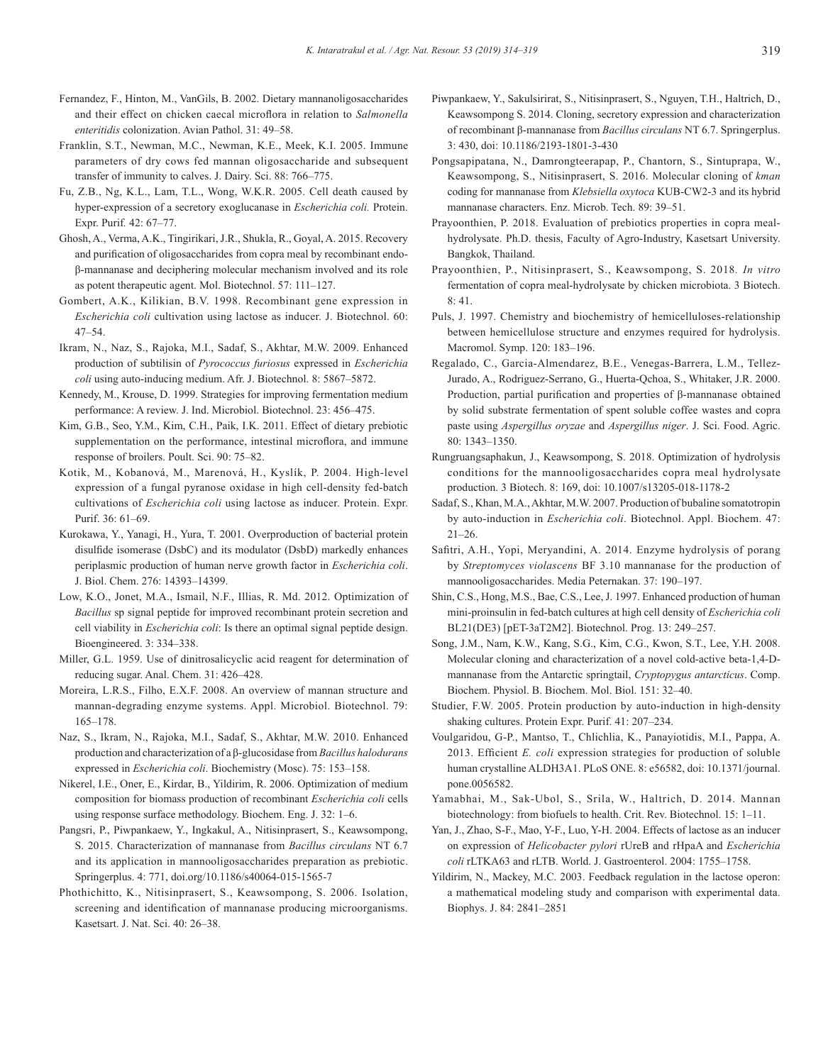Fernandez, F., Hinton, M., VanGils, B. 2002. Dietary mannanoligosaccharides and their effect on chicken caecal microflora in relation to *Salmonella enteritidis* colonization. Avian Pathol. 31: 49–58.

Franklin, S.T., Newman, M.C., Newman, K.E., Meek, K.I. 2005. Immune parameters of dry cows fed mannan oligosaccharide and subsequent transfer of immunity to calves. J. Dairy. Sci. 88: 766–775.

Fu, Z.B., Ng, K.L., Lam, T.L., Wong, W.K.R. 2005. Cell death caused by hyper-expression of a secretory exoglucanase in *Escherichia coli.* Protein. Expr. Purif. 42: 67–77.

Ghosh, A., Verma, A.K., Tingirikari, J.R., Shukla, R., Goyal, A. 2015. Recovery and purification of oligosaccharides from copra meal by recombinant endo-β-mannanase and deciphering molecular mechanism involved and its role as potent therapeutic agent. Mol. Biotechnol. 57: 111–127.

Gombert, A.K., Kilikian, B.V. 1998. Recombinant gene expression in *Escherichia coli* cultivation using lactose as inducer. J. Biotechnol. 60: 47–54.

Ikram, N., Naz, S., Rajoka, M.I., Sadaf, S., Akhtar, M.W. 2009. Enhanced production of subtilisin of *Pyrococcus furiosus* expressed in *Escherichia coli* using auto-inducing medium. Afr. J. Biotechnol. 8: 5867–5872.

Kennedy, M., Krouse, D. 1999. Strategies for improving fermentation medium performance: A review. J. Ind. Microbiol. Biotechnol. 23: 456–475.

Kim, G.B., Seo, Y.M., Kim, C.H., Paik, I.K. 2011. Effect of dietary prebiotic supplementation on the performance, intestinal microflora, and immune response of broilers. Poult. Sci. 90: 75–82.

Kotik, M., Kobanová, M., Marenová, H., Kyslík, P. 2004. High-level expression of a fungal pyranose oxidase in high cell-density fed-batch cultivations of *Escherichia coli* using lactose as inducer. Protein. Expr. Purif. 36: 61–69.

Kurokawa, Y., Yanagi, H., Yura, T. 2001. Overproduction of bacterial protein disulfide isomerase (DsbC) and its modulator (DsbD) markedly enhances periplasmic production of human nerve growth factor in *Escherichia coli*. J. Biol. Chem. 276: 14393–14399.

Low, K.O., Jonet, M.A., Ismail, N.F., Illias, R. Md. 2012. Optimization of *Bacillus* sp signal peptide for improved recombinant protein secretion and cell viability in *Escherichia coli*: Is there an optimal signal peptide design. Bioengineered. 3: 334–338.

Miller, G.L. 1959. Use of dinitrosalicyclic acid reagent for determination of reducing sugar. Anal. Chem. 31: 426–428.

Moreira, L.R.S., Filho, E.X.F. 2008. An overview of mannan structure and mannan-degrading enzyme systems. Appl. Microbiol. Biotechnol. 79: 165–178.

Naz, S., Ikram, N., Rajoka, M.I., Sadaf, S., Akhtar, M.W. 2010. Enhanced production and characterization of a β-glucosidase from *Bacillus halodurans* expressed in *Escherichia coli*. Biochemistry (Mosc). 75: 153–158.

Nikerel, I.E., Oner, E., Kirdar, B., Yildirim, R. 2006. Optimization of medium composition for biomass production of recombinant *Escherichia coli* cells using response surface methodology. Biochem. Eng. J. 32: 1–6.

Pangsri, P., Piwpankaew, Y., Ingkakul, A., Nitisinprasert, S., Keawsompong, S. 2015. Characterization of mannanase from *Bacillus circulans* NT 6.7 and its application in mannooligosaccharides preparation as prebiotic. Springerplus. 4: 771, doi.org/10.1186/s40064-015-1565-7

Phothichitto, K., Nitisinprasert, S., Keawsompong, S. 2006. Isolation, screening and identification of mannanase producing microorganisms. Kasetsart. J. Nat. Sci. 40: 26–38.

Piwpankaew, Y., Sakulsirirat, S., Nitisinprasert, S., Nguyen, T.H., Haltrich, D., Keawsompong S. 2014. Cloning, secretory expression and characterization of recombinant β-mannanase from *Bacillus circulans* NT 6.7. Springerplus. 3: 430, doi: 10.1186/2193-1801-3-430

Pongsapipatana, N., Damrongteerapap, P., Chantorn, S., Sintuprapa, W., Keawsompong, S., Nitisinprasert, S. 2016. Molecular cloning of *kman* coding for mannanase from *Klebsiella oxytoca* KUB-CW2-3 and its hybrid mannanase characters. Enz. Microb. Tech. 89: 39–51.

Prayoonthien, P. 2018. Evaluation of prebiotics properties in copra meal-hydrolysate. Ph.D. thesis, Faculty of Agro-Industry, Kasetsart University. Bangkok, Thailand.

Prayoonthien, P., Nitisinprasert, S., Keawsompong, S. 2018. *In vitro* fermentation of copra meal-hydrolysate by chicken microbiota. 3 Biotech. 8: 41.

Puls, J. 1997. Chemistry and biochemistry of hemicelluloses-relationship between hemicellulose structure and enzymes required for hydrolysis. Macromol. Symp. 120: 183–196.

Regalado, C., Garcia-Almendarez, B.E., Venegas-Barrera, L.M., Tellez-Jurado, A., Rodriguez-Serrano, G., Huerta-Qchoa, S., Whitaker, J.R. 2000. Production, partial purification and properties of β-mannanase obtained by solid substrate fermentation of spent soluble coffee wastes and copra paste using *Aspergillus oryzae* and *Aspergillus niger*. J. Sci. Food. Agric. 80: 1343–1350.

Rungruangsaphakun, J., Keawsompong, S. 2018. Optimization of hydrolysis conditions for the mannooligosaccharides copra meal hydrolysate production. 3 Biotech. 8: 169, doi: 10.1007/s13205-018-1178-2

Sadaf, S., Khan, M.A., Akhtar, M.W. 2007. Production of bubaline somatotropin by auto-induction in *Escherichia coli*. Biotechnol. Appl. Biochem. 47: 21–26.

Safitri, A.H., Yopi, Meryandini, A. 2014. Enzyme hydrolysis of porang by *Streptomyces violascens* BF 3.10 mannanase for the production of mannooligosaccharides. Media Peternakan. 37: 190–197.

Shin, C.S., Hong, M.S., Bae, C.S., Lee, J. 1997. Enhanced production of human mini-proinsulin in fed-batch cultures at high cell density of *Escherichia coli* BL21(DE3) [pET-3aT2M2]. Biotechnol. Prog. 13: 249–257.

Song, J.M., Nam, K.W., Kang, S.G., Kim, C.G., Kwon, S.T., Lee, Y.H. 2008. Molecular cloning and characterization of a novel cold-active beta-1,4-D-mannanase from the Antarctic springtail, *Cryptopygus antarcticus*. Comp. Biochem. Physiol. B. Biochem. Mol. Biol. 151: 32–40.

Studier, F.W. 2005. Protein production by auto-induction in high-density shaking cultures. Protein Expr. Purif. 41: 207–234.

Voulgaridou, G-P., Mantso, T., Chlichlia, K., Panayiotidis, M.I., Pappa, A. 2013. Efficient *E. coli* expression strategies for production of soluble human crystalline ALDH3A1. PLoS ONE. 8: e56582, doi: 10.1371/journal.pone.0056582.

Yamabhai, M., Sak-Ubol, S., Srila, W., Haltrich, D. 2014. Mannan biotechnology: from biofuels to health. Crit. Rev. Biotechnol. 15: 1–11.

Yan, J., Zhao, S-F., Mao, Y-F., Luo, Y-H. 2004. Effects of lactose as an inducer on expression of *Helicobacter pylori* rUreB and rHpaA and *Escherichia coli* rLTKA63 and rLTB. World. J. Gastroenterol. 2004: 1755–1758.

Yildirim, N., Mackey, M.C. 2003. Feedback regulation in the lactose operon: a mathematical modeling study and comparison with experimental data. Biophys. J. 84: 2841–2851